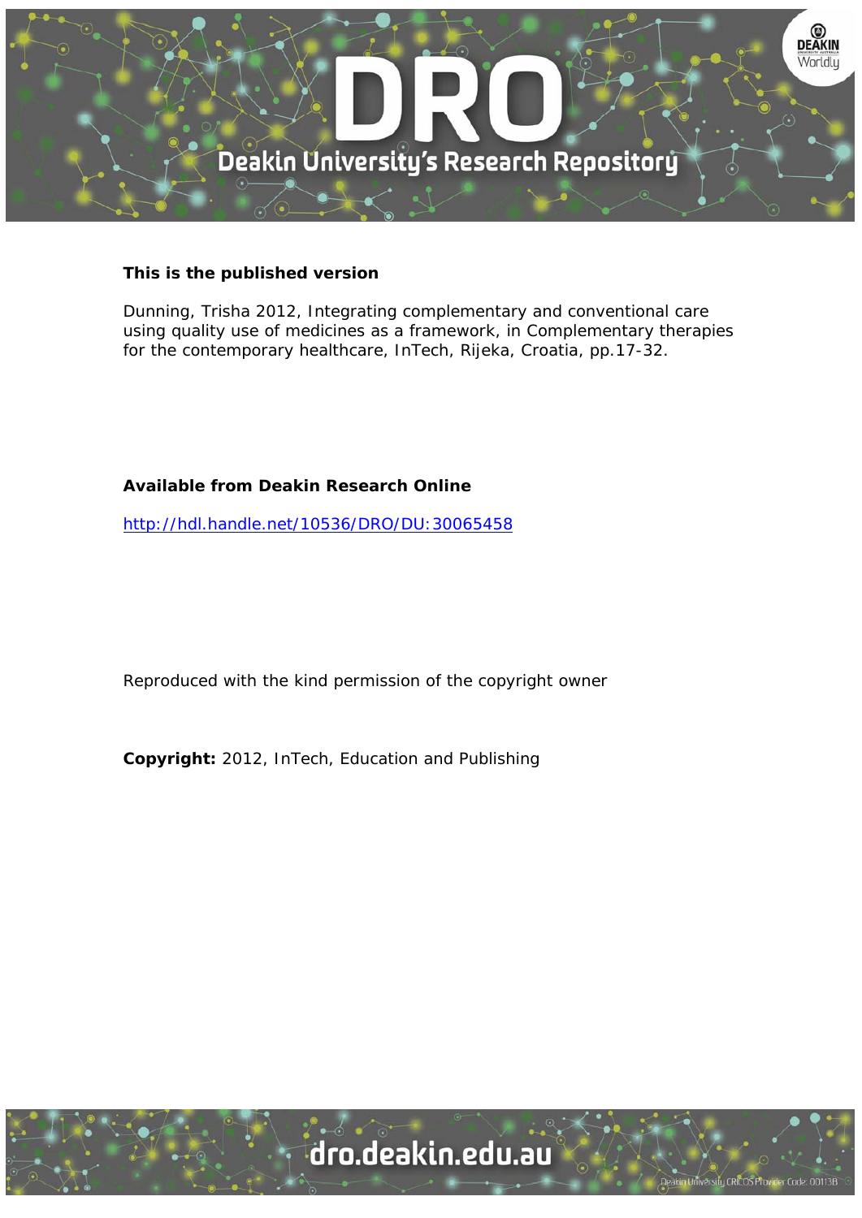**This is the published version**

Dunning, Trisha 2012, Integrating complementary and conventional care using quality use of medicines as a framework, in Complementary therapies for the contemporary healthcare, InTech, Rijeka, Croatia, pp.17-32.

**Available from Deakin Research Online**

http://hdl.handle.net/10536/DRO/DU:30065458

Reproduced with the kind permission of the copyright owner

**Copyright:** 2012, InTech, Education and Publishing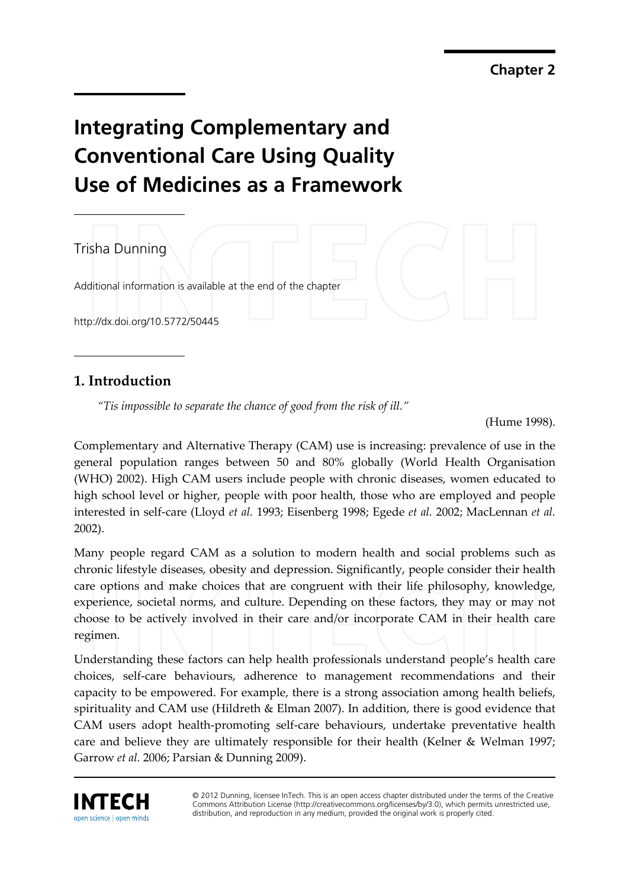Chapter 2

# Integrating Complementary and Conventional Care Using Quality Use of Medicines as a Framework

Trisha Dunning

Additional information is available at the end of the chapter

http://dx.doi.org/10.5772/50445

## 1. Introduction

*"Tis impossible to separate the chance of good from the risk of ill."*

(Hume 1998).

Complementary and Alternative Therapy (CAM) use is increasing: prevalence of use in the general population ranges between 50 and 80% globally (World Health Organisation (WHO) 2002). High CAM users include people with chronic diseases, women educated to high school level or higher, people with poor health, those who are employed and people interested in self-care (Lloyd *et al.* 1993; Eisenberg 1998; Egede *et al.* 2002; MacLennan *et al.* 2002).

Many people regard CAM as a solution to modern health and social problems such as chronic lifestyle diseases, obesity and depression. Significantly, people consider their health care options and make choices that are congruent with their life philosophy, knowledge, experience, societal norms, and culture. Depending on these factors, they may or may not choose to be actively involved in their care and/or incorporate CAM in their health care regimen.

Understanding these factors can help health professionals understand people's health care choices, self-care behaviours, adherence to management recommendations and their capacity to be empowered. For example, there is a strong association among health beliefs, spirituality and CAM use (Hildreth & Elman 2007). In addition, there is good evidence that CAM users adopt health-promoting self-care behaviours, undertake preventative health care and believe they are ultimately responsible for their health (Kelner & Welman 1997; Garrow *et al.* 2006; Parsian & Dunning 2009).

© 2012 Dunning, licensee InTech. This is an open access chapter distributed under the terms of the Creative Commons Attribution License (http://creativecommons.org/licenses/by/3.0), which permits unrestricted use, distribution, and reproduction in any medium, provided the original work is properly cited.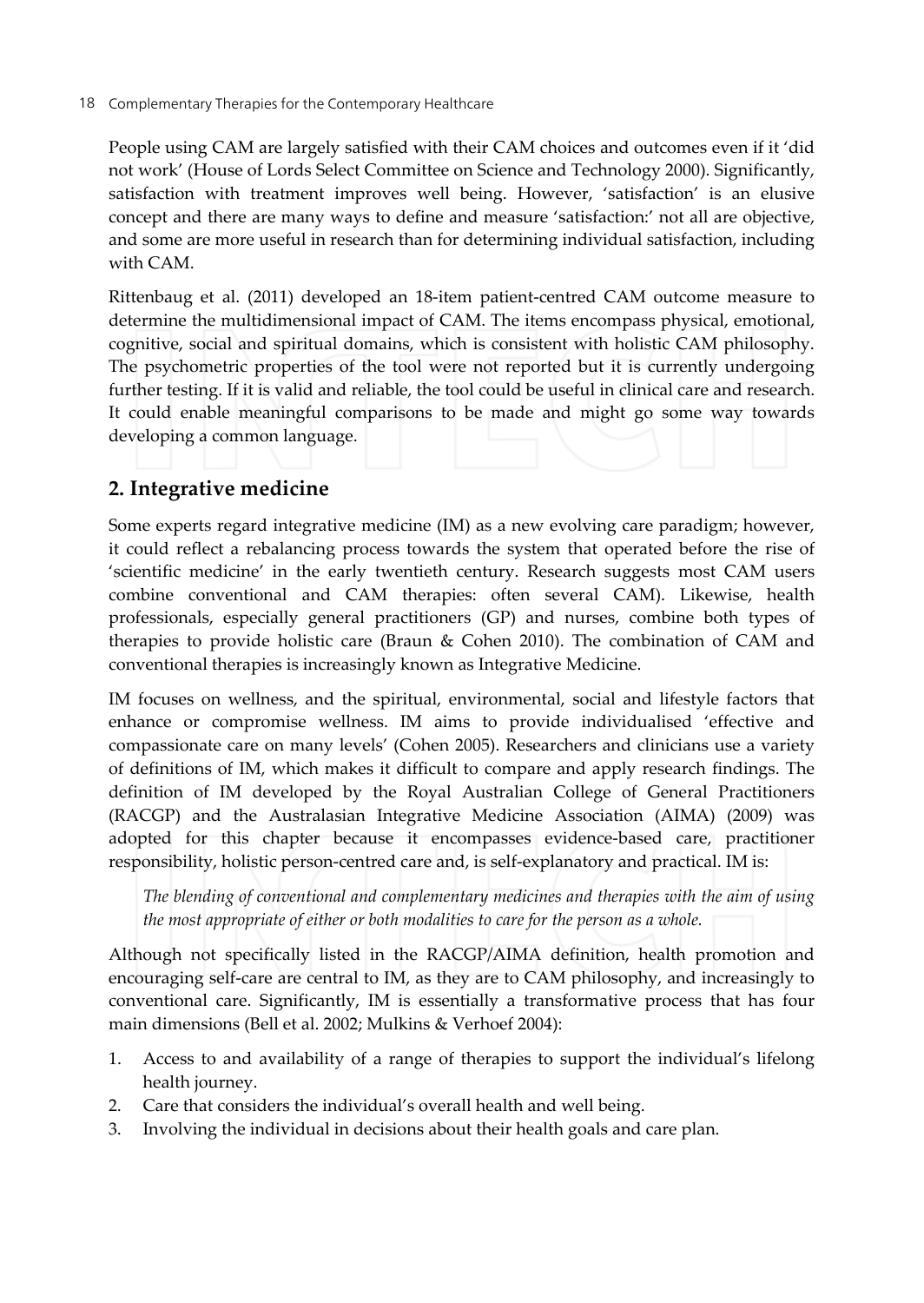People using CAM are largely satisfied with their CAM choices and outcomes even if it 'did not work' (House of Lords Select Committee on Science and Technology 2000). Significantly, satisfaction with treatment improves well being. However, 'satisfaction' is an elusive concept and there are many ways to define and measure 'satisfaction:' not all are objective, and some are more useful in research than for determining individual satisfaction, including with CAM.

Rittenbaug et al. (2011) developed an 18-item patient-centred CAM outcome measure to determine the multidimensional impact of CAM. The items encompass physical, emotional, cognitive, social and spiritual domains, which is consistent with holistic CAM philosophy. The psychometric properties of the tool were not reported but it is currently undergoing further testing. If it is valid and reliable, the tool could be useful in clinical care and research. It could enable meaningful comparisons to be made and might go some way towards developing a common language.

## 2. Integrative medicine

Some experts regard integrative medicine (IM) as a new evolving care paradigm; however, it could reflect a rebalancing process towards the system that operated before the rise of 'scientific medicine' in the early twentieth century. Research suggests most CAM users combine conventional and CAM therapies: often several CAM). Likewise, health professionals, especially general practitioners (GP) and nurses, combine both types of therapies to provide holistic care (Braun & Cohen 2010). The combination of CAM and conventional therapies is increasingly known as Integrative Medicine.

IM focuses on wellness, and the spiritual, environmental, social and lifestyle factors that enhance or compromise wellness. IM aims to provide individualised 'effective and compassionate care on many levels' (Cohen 2005). Researchers and clinicians use a variety of definitions of IM, which makes it difficult to compare and apply research findings. The definition of IM developed by the Royal Australian College of General Practitioners (RACGP) and the Australasian Integrative Medicine Association (AIMA) (2009) was adopted for this chapter because it encompasses evidence-based care, practitioner responsibility, holistic person-centred care and, is self-explanatory and practical. IM is:

> *The blending of conventional and complementary medicines and therapies with the aim of using the most appropriate of either or both modalities to care for the person as a whole.*

Although not specifically listed in the RACGP/AIMA definition, health promotion and encouraging self-care are central to IM, as they are to CAM philosophy, and increasingly to conventional care. Significantly, IM is essentially a transformative process that has four main dimensions (Bell et al. 2002; Mulkins & Verhoef 2004):

1. Access to and availability of a range of therapies to support the individual's lifelong health journey.
2. Care that considers the individual's overall health and well being.
3. Involving the individual in decisions about their health goals and care plan.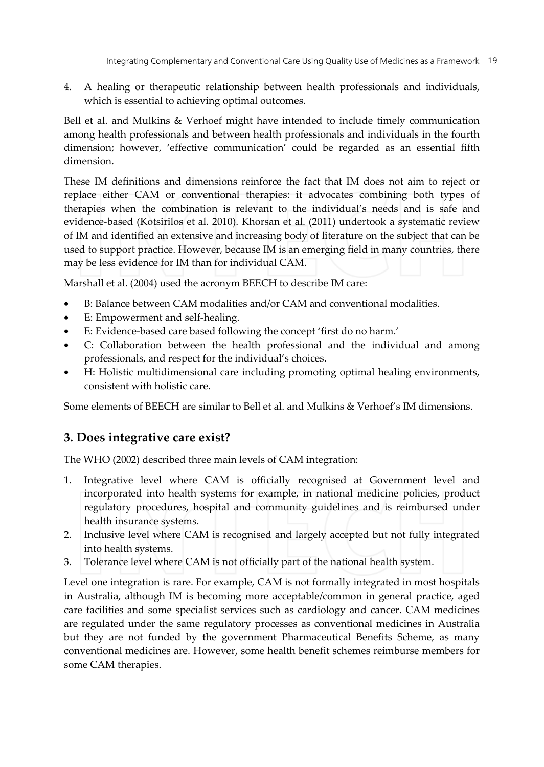4. A healing or therapeutic relationship between health professionals and individuals, which is essential to achieving optimal outcomes.

Bell et al. and Mulkins & Verhoef might have intended to include timely communication among health professionals and between health professionals and individuals in the fourth dimension; however, 'effective communication' could be regarded as an essential fifth dimension.

These IM definitions and dimensions reinforce the fact that IM does not aim to reject or replace either CAM or conventional therapies: it advocates combining both types of therapies when the combination is relevant to the individual's needs and is safe and evidence-based (Kotsirilos et al. 2010). Khorsan et al. (2011) undertook a systematic review of IM and identified an extensive and increasing body of literature on the subject that can be used to support practice. However, because IM is an emerging field in many countries, there may be less evidence for IM than for individual CAM.

Marshall et al. (2004) used the acronym BEECH to describe IM care:

- B: Balance between CAM modalities and/or CAM and conventional modalities.
- E: Empowerment and self-healing.
- E: Evidence-based care based following the concept 'first do no harm.'
- C: Collaboration between the health professional and the individual and among professionals, and respect for the individual's choices.
- H: Holistic multidimensional care including promoting optimal healing environments, consistent with holistic care.

Some elements of BEECH are similar to Bell et al. and Mulkins & Verhoef's IM dimensions.

## 3. Does integrative care exist?

The WHO (2002) described three main levels of CAM integration:

1. Integrative level where CAM is officially recognised at Government level and incorporated into health systems for example, in national medicine policies, product regulatory procedures, hospital and community guidelines and is reimbursed under health insurance systems.
2. Inclusive level where CAM is recognised and largely accepted but not fully integrated into health systems.
3. Tolerance level where CAM is not officially part of the national health system.

Level one integration is rare. For example, CAM is not formally integrated in most hospitals in Australia, although IM is becoming more acceptable/common in general practice, aged care facilities and some specialist services such as cardiology and cancer. CAM medicines are regulated under the same regulatory processes as conventional medicines in Australia but they are not funded by the government Pharmaceutical Benefits Scheme, as many conventional medicines are. However, some health benefit schemes reimburse members for some CAM therapies.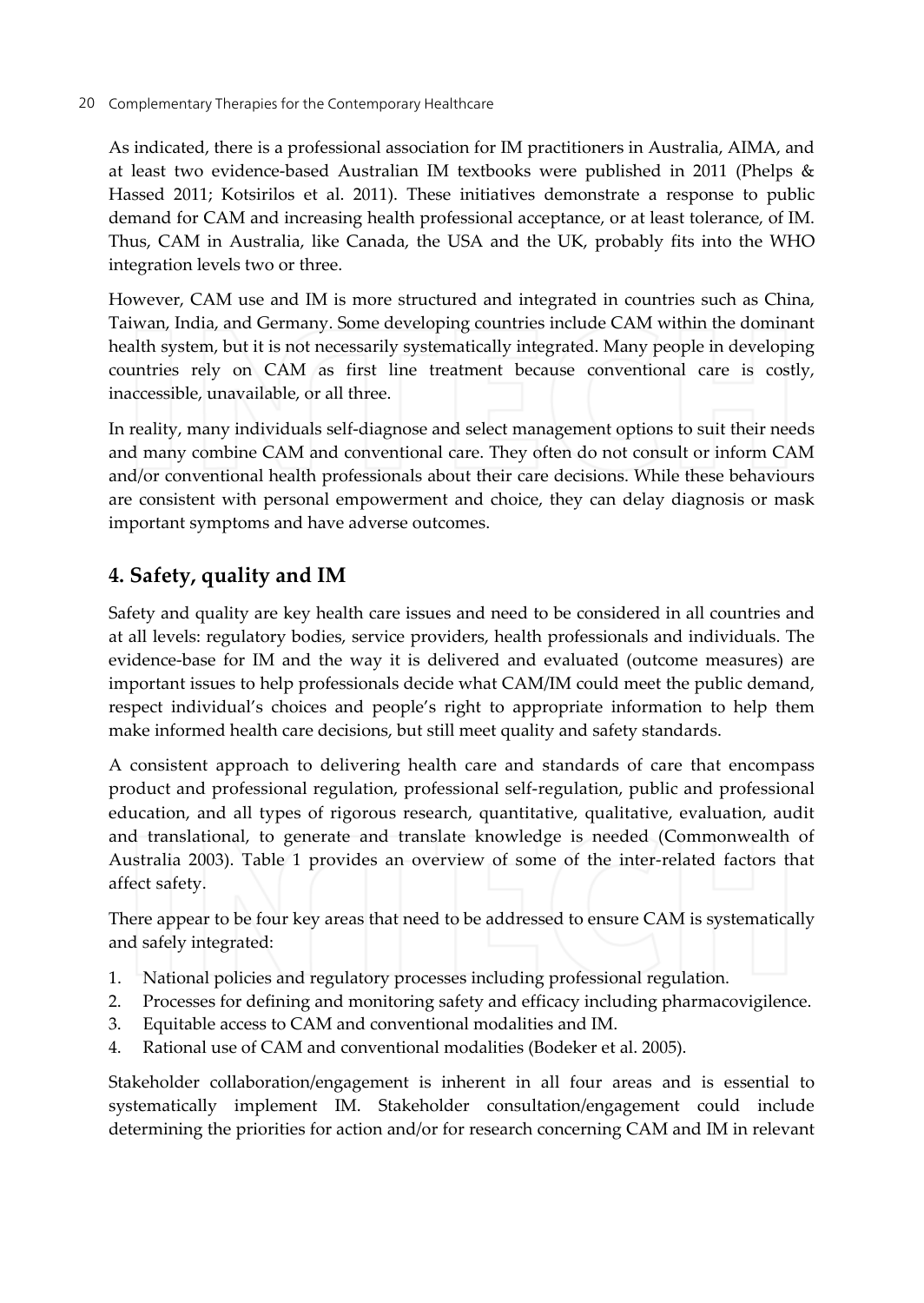As indicated, there is a professional association for IM practitioners in Australia, AIMA, and at least two evidence-based Australian IM textbooks were published in 2011 (Phelps & Hassed 2011; Kotsirilos et al. 2011). These initiatives demonstrate a response to public demand for CAM and increasing health professional acceptance, or at least tolerance, of IM. Thus, CAM in Australia, like Canada, the USA and the UK, probably fits into the WHO integration levels two or three.

However, CAM use and IM is more structured and integrated in countries such as China, Taiwan, India, and Germany. Some developing countries include CAM within the dominant health system, but it is not necessarily systematically integrated. Many people in developing countries rely on CAM as first line treatment because conventional care is costly, inaccessible, unavailable, or all three.

In reality, many individuals self-diagnose and select management options to suit their needs and many combine CAM and conventional care. They often do not consult or inform CAM and/or conventional health professionals about their care decisions. While these behaviours are consistent with personal empowerment and choice, they can delay diagnosis or mask important symptoms and have adverse outcomes.

## 4. Safety, quality and IM

Safety and quality are key health care issues and need to be considered in all countries and at all levels: regulatory bodies, service providers, health professionals and individuals. The evidence-base for IM and the way it is delivered and evaluated (outcome measures) are important issues to help professionals decide what CAM/IM could meet the public demand, respect individual's choices and people's right to appropriate information to help them make informed health care decisions, but still meet quality and safety standards.

A consistent approach to delivering health care and standards of care that encompass product and professional regulation, professional self-regulation, public and professional education, and all types of rigorous research, quantitative, qualitative, evaluation, audit and translational, to generate and translate knowledge is needed (Commonwealth of Australia 2003). Table 1 provides an overview of some of the inter-related factors that affect safety.

There appear to be four key areas that need to be addressed to ensure CAM is systematically and safely integrated:

1. National policies and regulatory processes including professional regulation.
2. Processes for defining and monitoring safety and efficacy including pharmacovigilence.
3. Equitable access to CAM and conventional modalities and IM.
4. Rational use of CAM and conventional modalities (Bodeker et al. 2005).

Stakeholder collaboration/engagement is inherent in all four areas and is essential to systematically implement IM. Stakeholder consultation/engagement could include determining the priorities for action and/or for research concerning CAM and IM in relevant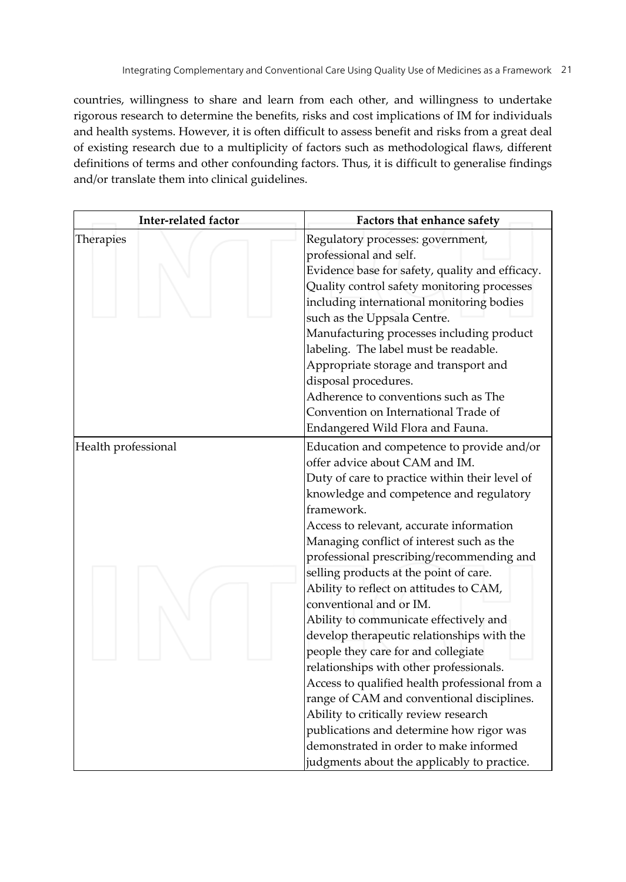countries, willingness to share and learn from each other, and willingness to undertake rigorous research to determine the benefits, risks and cost implications of IM for individuals and health systems. However, it is often difficult to assess benefit and risks from a great deal of existing research due to a multiplicity of factors such as methodological flaws, different definitions of terms and other confounding factors. Thus, it is difficult to generalise findings and/or translate them into clinical guidelines.

| Inter-related factor | Factors that enhance safety |
|---|---|
| Therapies | Regulatory processes: government, professional and self.<br>Evidence base for safety, quality and efficacy.<br>Quality control safety monitoring processes including international monitoring bodies such as the Uppsala Centre.<br>Manufacturing processes including product labeling. The label must be readable.<br>Appropriate storage and transport and disposal procedures.<br>Adherence to conventions such as The Convention on International Trade of Endangered Wild Flora and Fauna. |
| Health professional | Education and competence to provide and/or offer advice about CAM and IM.<br>Duty of care to practice within their level of knowledge and competence and regulatory framework.<br>Access to relevant, accurate information<br>Managing conflict of interest such as the professional prescribing/recommending and selling products at the point of care.<br>Ability to reflect on attitudes to CAM, conventional and or IM.<br>Ability to communicate effectively and develop therapeutic relationships with the people they care for and collegiate relationships with other professionals.<br>Access to qualified health professional from a range of CAM and conventional disciplines.<br>Ability to critically review research publications and determine how rigor was demonstrated in order to make informed judgments about the applicably to practice. |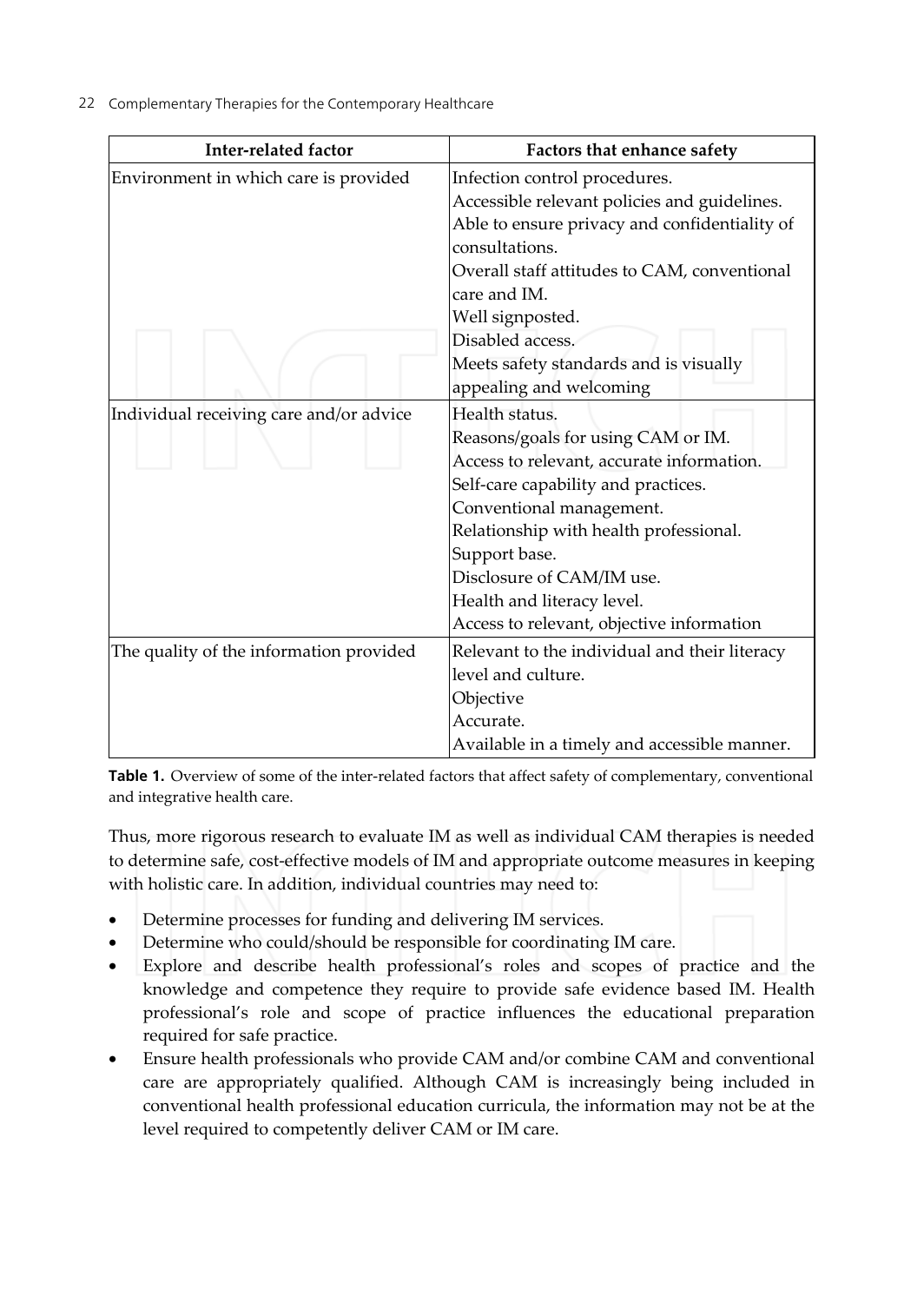| Inter-related factor | Factors that enhance safety |
| --- | --- |
| Environment in which care is provided | Infection control procedures.<br>Accessible relevant policies and guidelines.<br>Able to ensure privacy and confidentiality of consultations.<br>Overall staff attitudes to CAM, conventional care and IM.<br>Well signposted.<br>Disabled access.<br>Meets safety standards and is visually appealing and welcoming |
| Individual receiving care and/or advice | Health status.<br>Reasons/goals for using CAM or IM.<br>Access to relevant, accurate information.<br>Self-care capability and practices.<br>Conventional management.<br>Relationship with health professional.<br>Support base.<br>Disclosure of CAM/IM use.<br>Health and literacy level.<br>Access to relevant, objective information |
| The quality of the information provided | Relevant to the individual and their literacy level and culture.<br>Objective<br>Accurate.<br>Available in a timely and accessible manner. |

**Table 1.** Overview of some of the inter-related factors that affect safety of complementary, conventional and integrative health care.

Thus, more rigorous research to evaluate IM as well as individual CAM therapies is needed to determine safe, cost-effective models of IM and appropriate outcome measures in keeping with holistic care. In addition, individual countries may need to:

- Determine processes for funding and delivering IM services.
- Determine who could/should be responsible for coordinating IM care.
- Explore and describe health professional's roles and scopes of practice and the knowledge and competence they require to provide safe evidence based IM. Health professional's role and scope of practice influences the educational preparation required for safe practice.
- Ensure health professionals who provide CAM and/or combine CAM and conventional care are appropriately qualified. Although CAM is increasingly being included in conventional health professional education curricula, the information may not be at the level required to competently deliver CAM or IM care.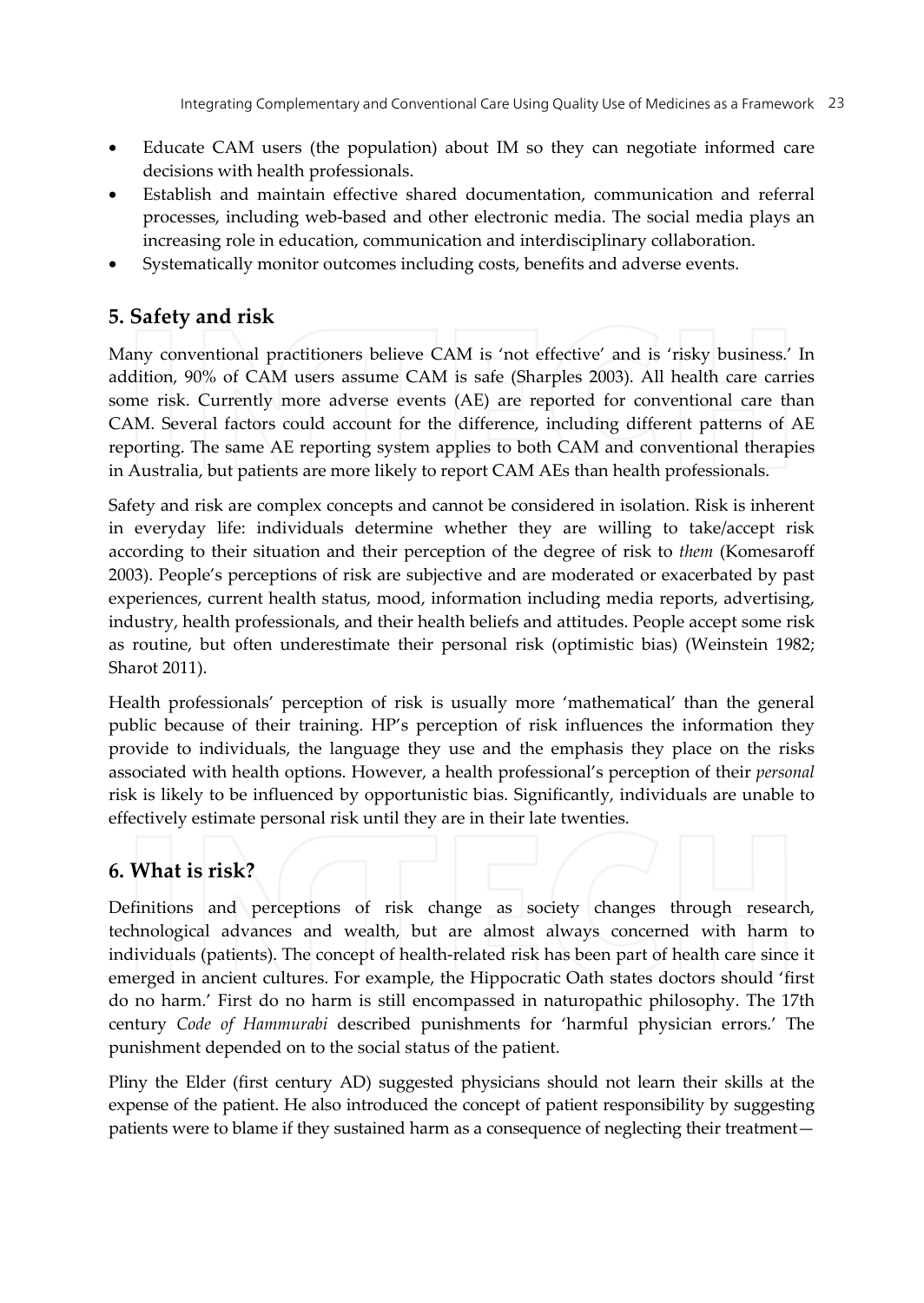- Educate CAM users (the population) about IM so they can negotiate informed care decisions with health professionals.
- Establish and maintain effective shared documentation, communication and referral processes, including web-based and other electronic media. The social media plays an increasing role in education, communication and interdisciplinary collaboration.
- Systematically monitor outcomes including costs, benefits and adverse events.

## 5. Safety and risk

Many conventional practitioners believe CAM is 'not effective' and is 'risky business.' In addition, 90% of CAM users assume CAM is safe (Sharples 2003). All health care carries some risk. Currently more adverse events (AE) are reported for conventional care than CAM. Several factors could account for the difference, including different patterns of AE reporting. The same AE reporting system applies to both CAM and conventional therapies in Australia, but patients are more likely to report CAM AEs than health professionals.

Safety and risk are complex concepts and cannot be considered in isolation. Risk is inherent in everyday life: individuals determine whether they are willing to take/accept risk according to their situation and their perception of the degree of risk to *them* (Komesaroff 2003). People's perceptions of risk are subjective and are moderated or exacerbated by past experiences, current health status, mood, information including media reports, advertising, industry, health professionals, and their health beliefs and attitudes. People accept some risk as routine, but often underestimate their personal risk (optimistic bias) (Weinstein 1982; Sharot 2011).

Health professionals' perception of risk is usually more 'mathematical' than the general public because of their training. HP's perception of risk influences the information they provide to individuals, the language they use and the emphasis they place on the risks associated with health options. However, a health professional's perception of their *personal* risk is likely to be influenced by opportunistic bias. Significantly, individuals are unable to effectively estimate personal risk until they are in their late twenties.

## 6. What is risk?

Definitions and perceptions of risk change as society changes through research, technological advances and wealth, but are almost always concerned with harm to individuals (patients). The concept of health-related risk has been part of health care since it emerged in ancient cultures. For example, the Hippocratic Oath states doctors should 'first do no harm.' First do no harm is still encompassed in naturopathic philosophy. The 17th century *Code of Hammurabi* described punishments for 'harmful physician errors.' The punishment depended on to the social status of the patient.

Pliny the Elder (first century AD) suggested physicians should not learn their skills at the expense of the patient. He also introduced the concept of patient responsibility by suggesting patients were to blame if they sustained harm as a consequence of neglecting their treatment—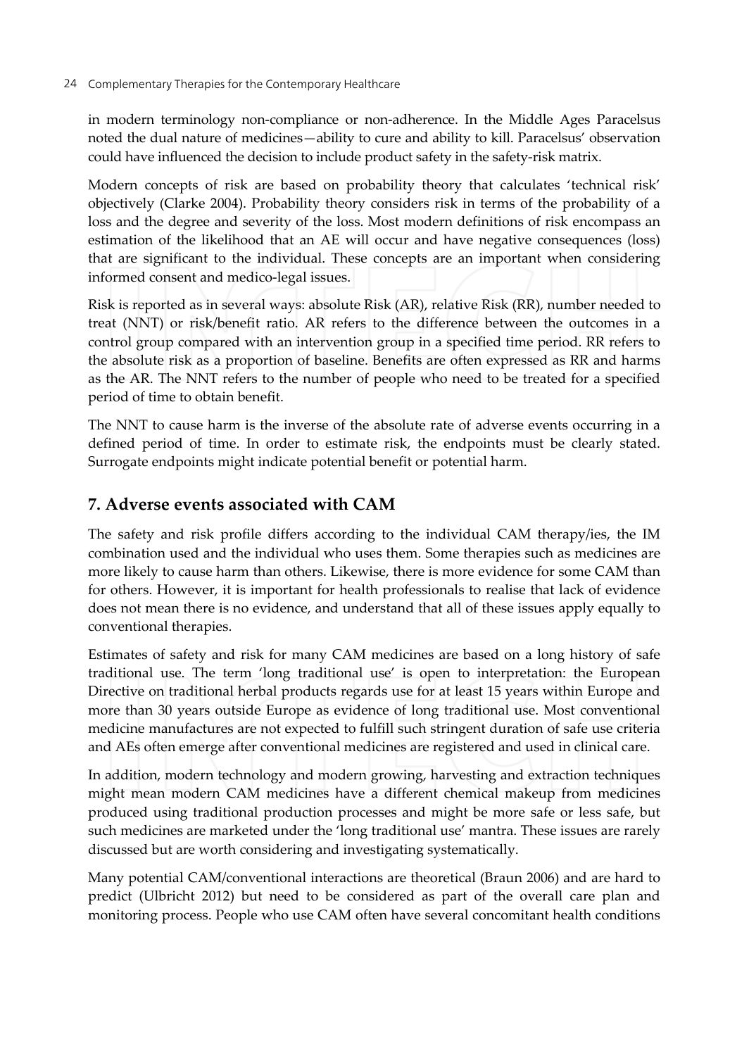in modern terminology non-compliance or non-adherence. In the Middle Ages Paracelsus noted the dual nature of medicines—ability to cure and ability to kill. Paracelsus' observation could have influenced the decision to include product safety in the safety-risk matrix.

Modern concepts of risk are based on probability theory that calculates 'technical risk' objectively (Clarke 2004). Probability theory considers risk in terms of the probability of a loss and the degree and severity of the loss. Most modern definitions of risk encompass an estimation of the likelihood that an AE will occur and have negative consequences (loss) that are significant to the individual. These concepts are an important when considering informed consent and medico-legal issues.

Risk is reported as in several ways: absolute Risk (AR), relative Risk (RR), number needed to treat (NNT) or risk/benefit ratio. AR refers to the difference between the outcomes in a control group compared with an intervention group in a specified time period. RR refers to the absolute risk as a proportion of baseline. Benefits are often expressed as RR and harms as the AR. The NNT refers to the number of people who need to be treated for a specified period of time to obtain benefit.

The NNT to cause harm is the inverse of the absolute rate of adverse events occurring in a defined period of time. In order to estimate risk, the endpoints must be clearly stated. Surrogate endpoints might indicate potential benefit or potential harm.

## 7. Adverse events associated with CAM

The safety and risk profile differs according to the individual CAM therapy/ies, the IM combination used and the individual who uses them. Some therapies such as medicines are more likely to cause harm than others. Likewise, there is more evidence for some CAM than for others. However, it is important for health professionals to realise that lack of evidence does not mean there is no evidence, and understand that all of these issues apply equally to conventional therapies.

Estimates of safety and risk for many CAM medicines are based on a long history of safe traditional use. The term 'long traditional use' is open to interpretation: the European Directive on traditional herbal products regards use for at least 15 years within Europe and more than 30 years outside Europe as evidence of long traditional use. Most conventional medicine manufactures are not expected to fulfill such stringent duration of safe use criteria and AEs often emerge after conventional medicines are registered and used in clinical care.

In addition, modern technology and modern growing, harvesting and extraction techniques might mean modern CAM medicines have a different chemical makeup from medicines produced using traditional production processes and might be more safe or less safe, but such medicines are marketed under the 'long traditional use' mantra. These issues are rarely discussed but are worth considering and investigating systematically.

Many potential CAM/conventional interactions are theoretical (Braun 2006) and are hard to predict (Ulbricht 2012) but need to be considered as part of the overall care plan and monitoring process. People who use CAM often have several concomitant health conditions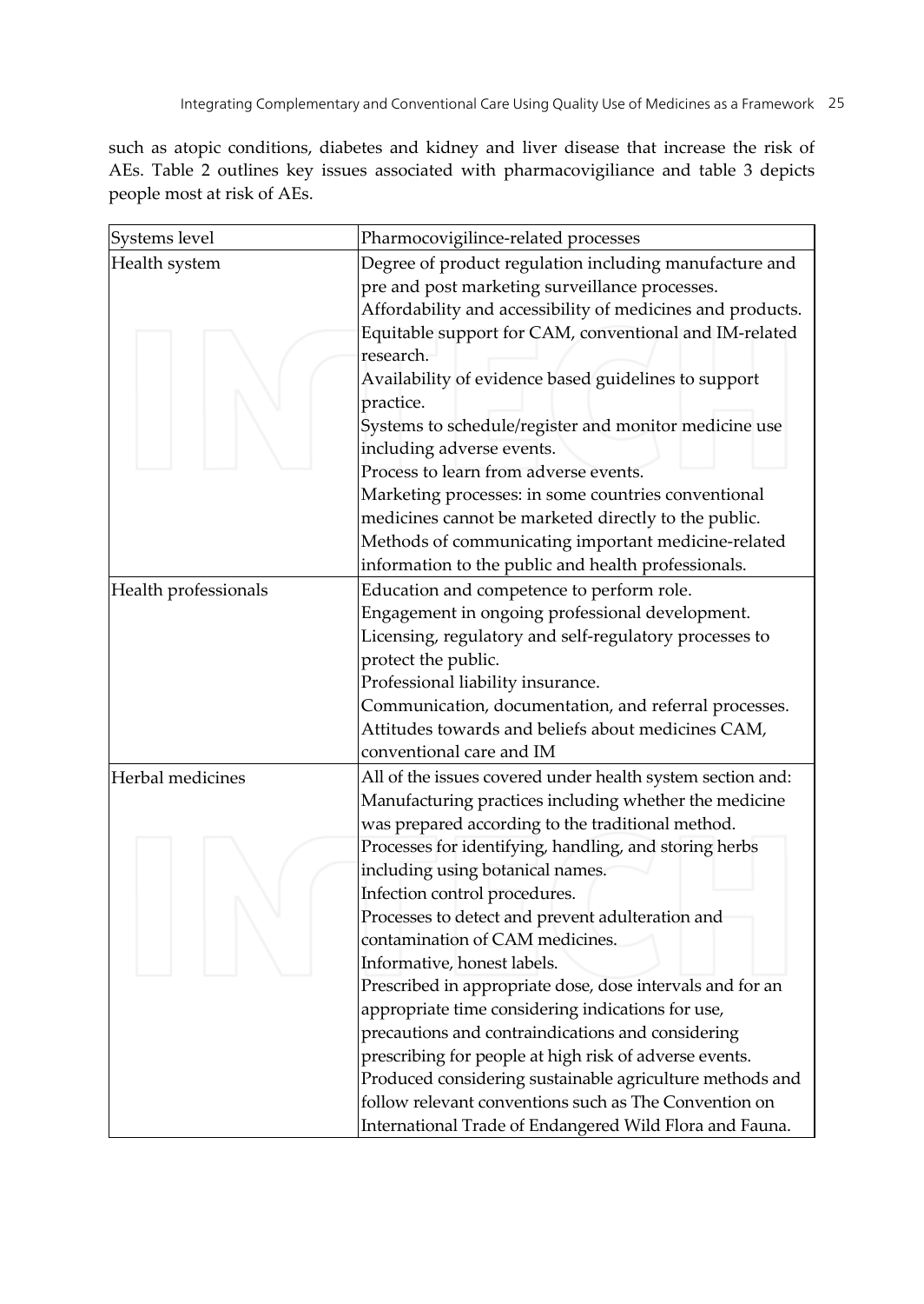such as atopic conditions, diabetes and kidney and liver disease that increase the risk of AEs. Table 2 outlines key issues associated with pharmacovigiliance and table 3 depicts people most at risk of AEs.

| Systems level | Pharmocovigilince-related processes |
|---|---|
| Health system | Degree of product regulation including manufacture and pre and post marketing surveillance processes.<br>Affordability and accessibility of medicines and products.<br>Equitable support for CAM, conventional and IM-related research.<br>Availability of evidence based guidelines to support practice.<br>Systems to schedule/register and monitor medicine use including adverse events.<br>Process to learn from adverse events.<br>Marketing processes: in some countries conventional medicines cannot be marketed directly to the public.<br>Methods of communicating important medicine-related information to the public and health professionals. |
| Health professionals | Education and competence to perform role.<br>Engagement in ongoing professional development.<br>Licensing, regulatory and self-regulatory processes to protect the public.<br>Professional liability insurance.<br>Communication, documentation, and referral processes.<br>Attitudes towards and beliefs about medicines CAM, conventional care and IM |
| Herbal medicines | All of the issues covered under health system section and:<br>Manufacturing practices including whether the medicine was prepared according to the traditional method.<br>Processes for identifying, handling, and storing herbs including using botanical names.<br>Infection control procedures.<br>Processes to detect and prevent adulteration and contamination of CAM medicines.<br>Informative, honest labels.<br>Prescribed in appropriate dose, dose intervals and for an appropriate time considering indications for use, precautions and contraindications and considering prescribing for people at high risk of adverse events.<br>Produced considering sustainable agriculture methods and follow relevant conventions such as The Convention on International Trade of Endangered Wild Flora and Fauna. |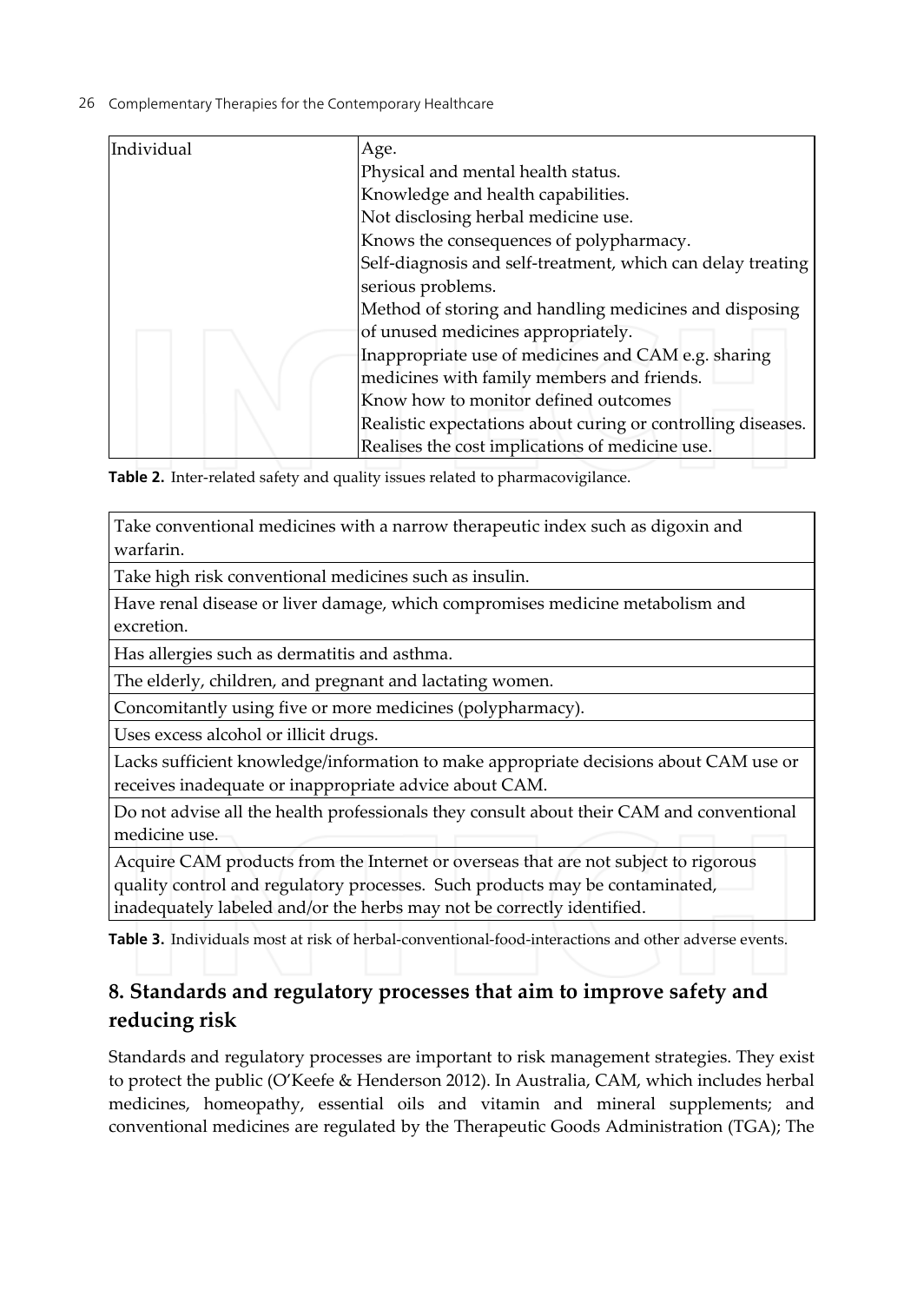| Individual | Age.<br>Physical and mental health status.<br>Knowledge and health capabilities.<br>Not disclosing herbal medicine use.<br>Knows the consequences of polypharmacy.<br>Self-diagnosis and self-treatment, which can delay treating serious problems.<br>Method of storing and handling medicines and disposing of unused medicines appropriately.<br>Inappropriate use of medicines and CAM e.g. sharing medicines with family members and friends.<br>Know how to monitor defined outcomes<br>Realistic expectations about curing or controlling diseases.<br>Realises the cost implications of medicine use. |
|---|---|

**Table 2.** Inter-related safety and quality issues related to pharmacovigilance.

| |
|---|
| Take conventional medicines with a narrow therapeutic index such as digoxin and warfarin. |
| Take high risk conventional medicines such as insulin. |
| Have renal disease or liver damage, which compromises medicine metabolism and excretion. |
| Has allergies such as dermatitis and asthma. |
| The elderly, children, and pregnant and lactating women. |
| Concomitantly using five or more medicines (polypharmacy). |
| Uses excess alcohol or illicit drugs. |
| Lacks sufficient knowledge/information to make appropriate decisions about CAM use or receives inadequate or inappropriate advice about CAM. |
| Do not advise all the health professionals they consult about their CAM and conventional medicine use. |
| Acquire CAM products from the Internet or overseas that are not subject to rigorous quality control and regulatory processes. Such products may be contaminated, inadequately labeled and/or the herbs may not be correctly identified. |

**Table 3.** Individuals most at risk of herbal-conventional-food-interactions and other adverse events.

## 8. Standards and regulatory processes that aim to improve safety and reducing risk

Standards and regulatory processes are important to risk management strategies. They exist to protect the public (O'Keefe & Henderson 2012). In Australia, CAM, which includes herbal medicines, homeopathy, essential oils and vitamin and mineral supplements; and conventional medicines are regulated by the Therapeutic Goods Administration (TGA); The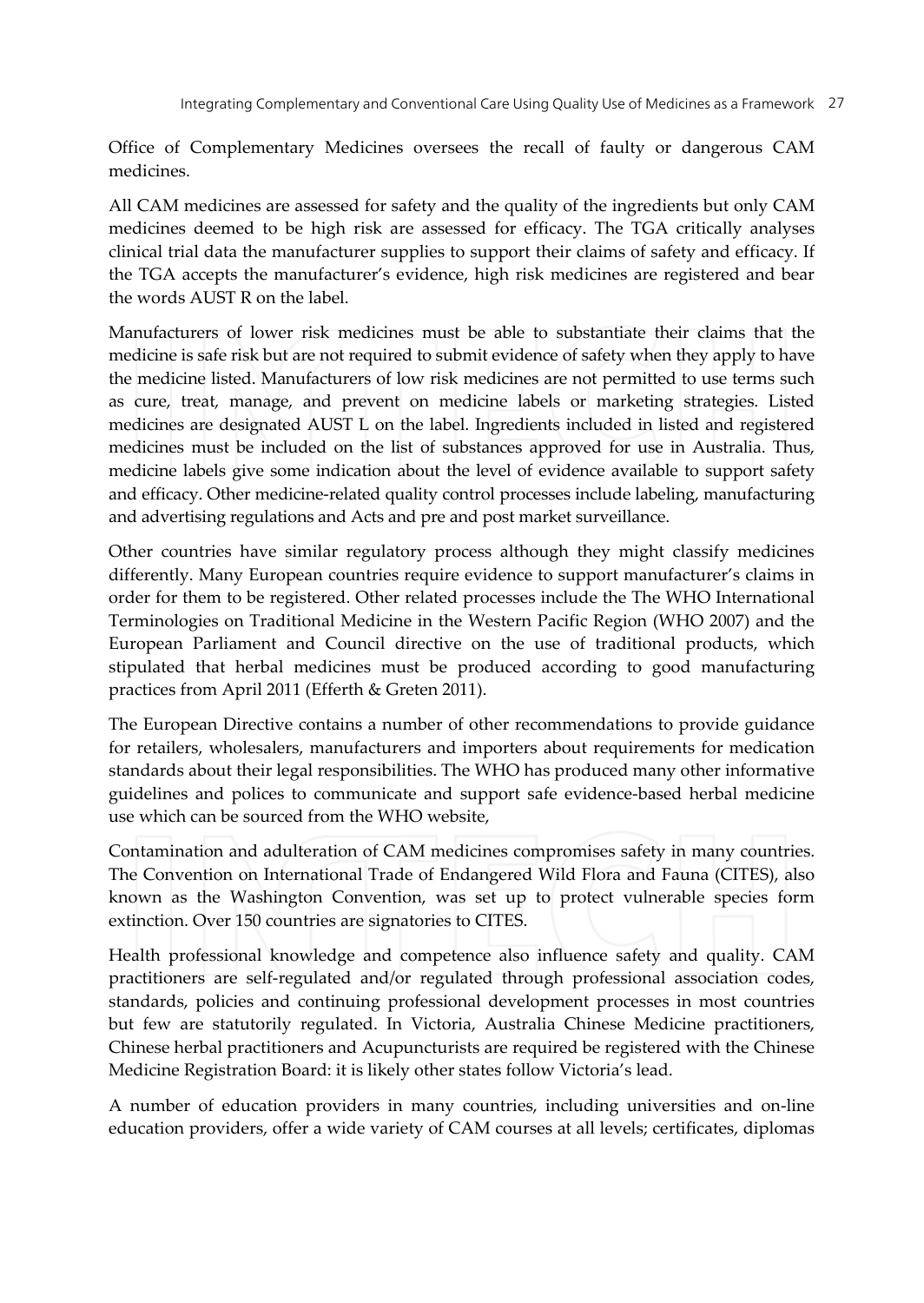Office of Complementary Medicines oversees the recall of faulty or dangerous CAM medicines.

All CAM medicines are assessed for safety and the quality of the ingredients but only CAM medicines deemed to be high risk are assessed for efficacy. The TGA critically analyses clinical trial data the manufacturer supplies to support their claims of safety and efficacy. If the TGA accepts the manufacturer's evidence, high risk medicines are registered and bear the words AUST R on the label.

Manufacturers of lower risk medicines must be able to substantiate their claims that the medicine is safe risk but are not required to submit evidence of safety when they apply to have the medicine listed. Manufacturers of low risk medicines are not permitted to use terms such as cure, treat, manage, and prevent on medicine labels or marketing strategies. Listed medicines are designated AUST L on the label. Ingredients included in listed and registered medicines must be included on the list of substances approved for use in Australia. Thus, medicine labels give some indication about the level of evidence available to support safety and efficacy. Other medicine-related quality control processes include labeling, manufacturing and advertising regulations and Acts and pre and post market surveillance.

Other countries have similar regulatory process although they might classify medicines differently. Many European countries require evidence to support manufacturer's claims in order for them to be registered. Other related processes include the The WHO International Terminologies on Traditional Medicine in the Western Pacific Region (WHO 2007) and the European Parliament and Council directive on the use of traditional products, which stipulated that herbal medicines must be produced according to good manufacturing practices from April 2011 (Efferth & Greten 2011).

The European Directive contains a number of other recommendations to provide guidance for retailers, wholesalers, manufacturers and importers about requirements for medication standards about their legal responsibilities. The WHO has produced many other informative guidelines and polices to communicate and support safe evidence-based herbal medicine use which can be sourced from the WHO website,

Contamination and adulteration of CAM medicines compromises safety in many countries. The Convention on International Trade of Endangered Wild Flora and Fauna (CITES), also known as the Washington Convention, was set up to protect vulnerable species form extinction. Over 150 countries are signatories to CITES.

Health professional knowledge and competence also influence safety and quality. CAM practitioners are self-regulated and/or regulated through professional association codes, standards, policies and continuing professional development processes in most countries but few are statutorily regulated. In Victoria, Australia Chinese Medicine practitioners, Chinese herbal practitioners and Acupuncturists are required be registered with the Chinese Medicine Registration Board: it is likely other states follow Victoria's lead.

A number of education providers in many countries, including universities and on-line education providers, offer a wide variety of CAM courses at all levels; certificates, diplomas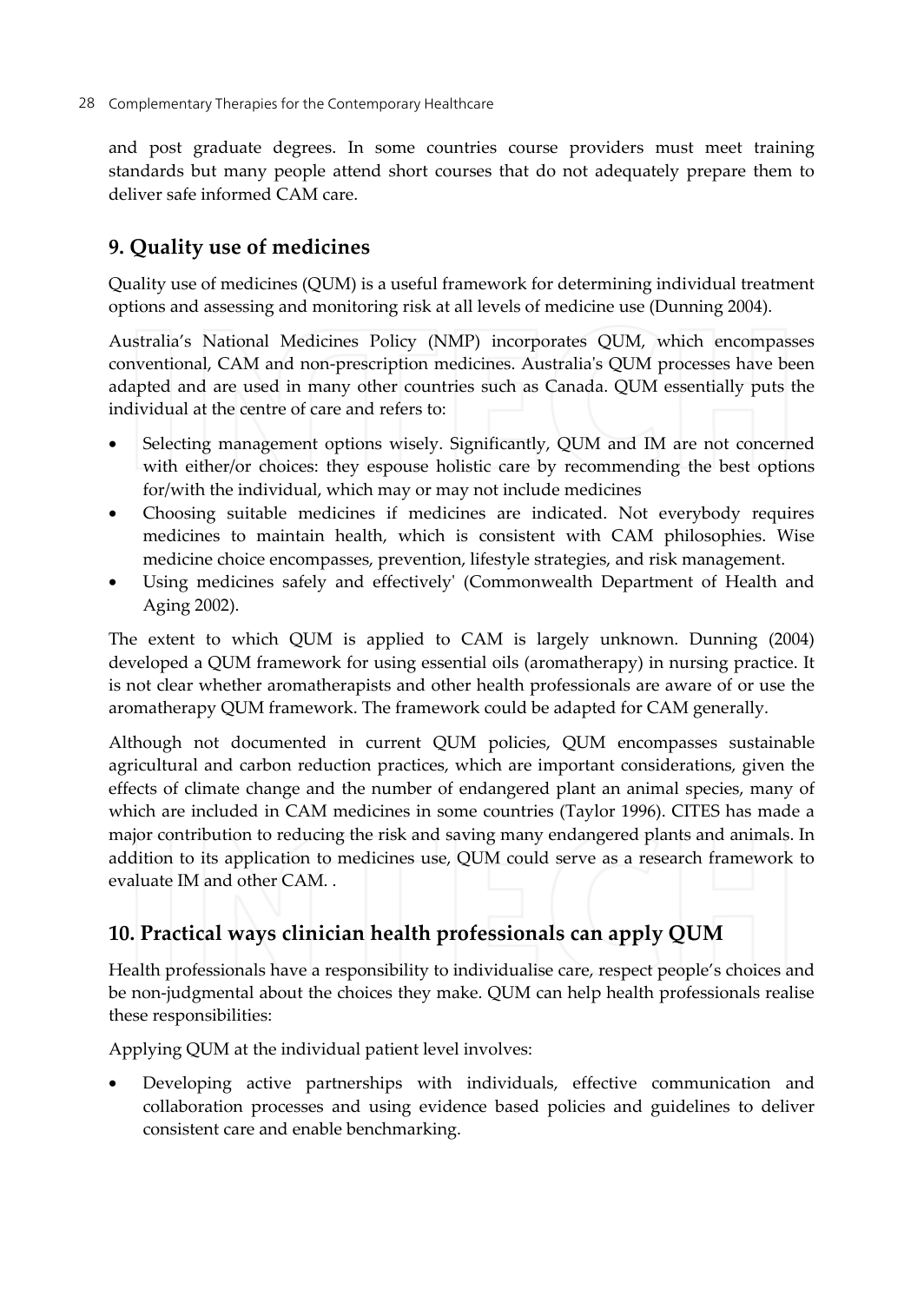and post graduate degrees. In some countries course providers must meet training standards but many people attend short courses that do not adequately prepare them to deliver safe informed CAM care.

## 9. Quality use of medicines

Quality use of medicines (QUM) is a useful framework for determining individual treatment options and assessing and monitoring risk at all levels of medicine use (Dunning 2004).

Australia's National Medicines Policy (NMP) incorporates QUM, which encompasses conventional, CAM and non-prescription medicines. Australia's QUM processes have been adapted and are used in many other countries such as Canada. QUM essentially puts the individual at the centre of care and refers to:

- Selecting management options wisely. Significantly, QUM and IM are not concerned with either/or choices: they espouse holistic care by recommending the best options for/with the individual, which may or may not include medicines
- Choosing suitable medicines if medicines are indicated. Not everybody requires medicines to maintain health, which is consistent with CAM philosophies. Wise medicine choice encompasses, prevention, lifestyle strategies, and risk management.
- Using medicines safely and effectively' (Commonwealth Department of Health and Aging 2002).

The extent to which QUM is applied to CAM is largely unknown. Dunning (2004) developed a QUM framework for using essential oils (aromatherapy) in nursing practice. It is not clear whether aromatherapists and other health professionals are aware of or use the aromatherapy QUM framework. The framework could be adapted for CAM generally.

Although not documented in current QUM policies, QUM encompasses sustainable agricultural and carbon reduction practices, which are important considerations, given the effects of climate change and the number of endangered plant an animal species, many of which are included in CAM medicines in some countries (Taylor 1996). CITES has made a major contribution to reducing the risk and saving many endangered plants and animals. In addition to its application to medicines use, QUM could serve as a research framework to evaluate IM and other CAM. .

## 10. Practical ways clinician health professionals can apply QUM

Health professionals have a responsibility to individualise care, respect people's choices and be non-judgmental about the choices they make. QUM can help health professionals realise these responsibilities:

Applying QUM at the individual patient level involves:

- Developing active partnerships with individuals, effective communication and collaboration processes and using evidence based policies and guidelines to deliver consistent care and enable benchmarking.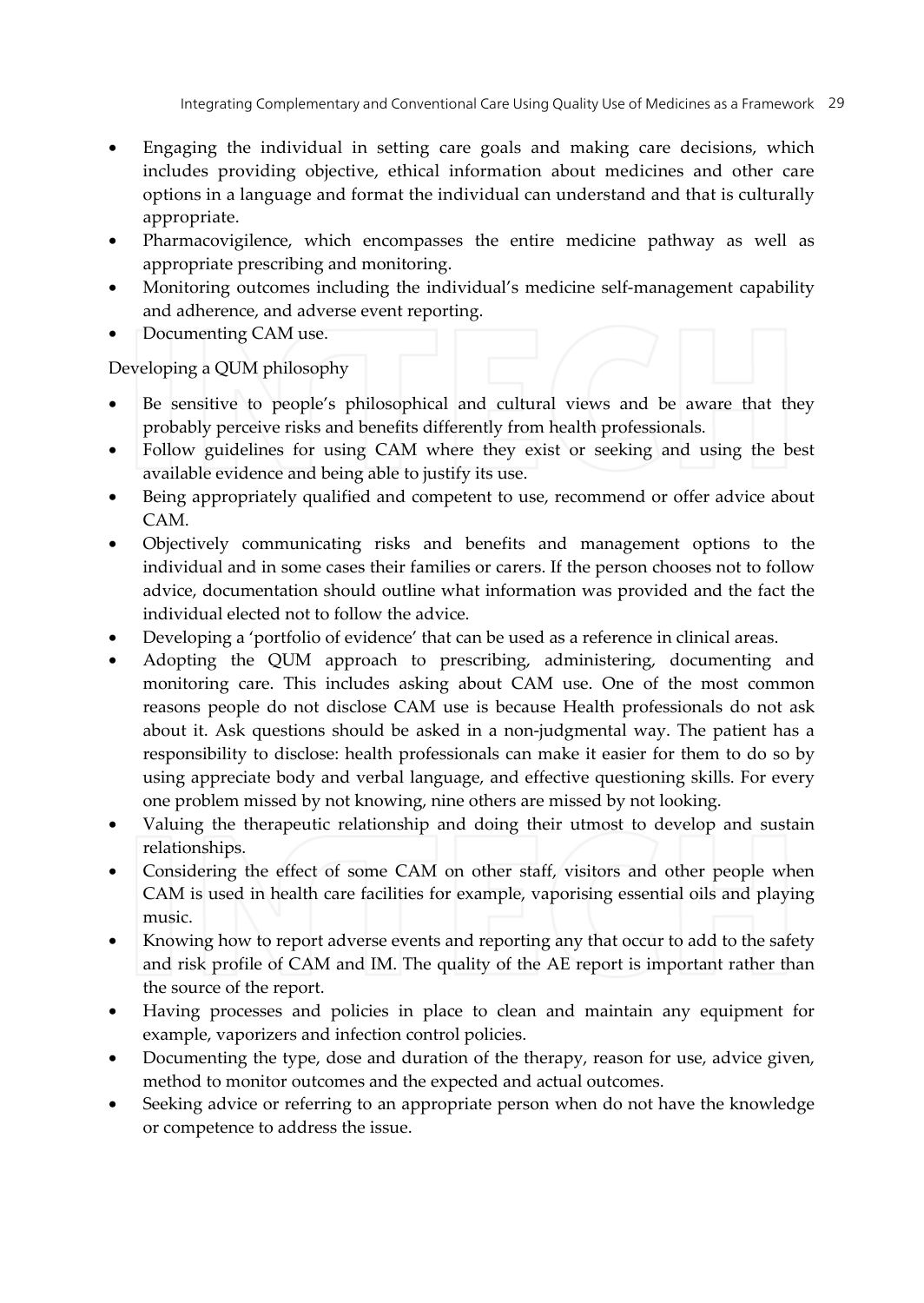- Engaging the individual in setting care goals and making care decisions, which includes providing objective, ethical information about medicines and other care options in a language and format the individual can understand and that is culturally appropriate.
- Pharmacovigilence, which encompasses the entire medicine pathway as well as appropriate prescribing and monitoring.
- Monitoring outcomes including the individual's medicine self-management capability and adherence, and adverse event reporting.
- Documenting CAM use.

Developing a QUM philosophy

- Be sensitive to people's philosophical and cultural views and be aware that they probably perceive risks and benefits differently from health professionals.
- Follow guidelines for using CAM where they exist or seeking and using the best available evidence and being able to justify its use.
- Being appropriately qualified and competent to use, recommend or offer advice about CAM.
- Objectively communicating risks and benefits and management options to the individual and in some cases their families or carers. If the person chooses not to follow advice, documentation should outline what information was provided and the fact the individual elected not to follow the advice.
- Developing a 'portfolio of evidence' that can be used as a reference in clinical areas.
- Adopting the QUM approach to prescribing, administering, documenting and monitoring care. This includes asking about CAM use. One of the most common reasons people do not disclose CAM use is because Health professionals do not ask about it. Ask questions should be asked in a non-judgmental way. The patient has a responsibility to disclose: health professionals can make it easier for them to do so by using appreciate body and verbal language, and effective questioning skills. For every one problem missed by not knowing, nine others are missed by not looking.
- Valuing the therapeutic relationship and doing their utmost to develop and sustain relationships.
- Considering the effect of some CAM on other staff, visitors and other people when CAM is used in health care facilities for example, vaporising essential oils and playing music.
- Knowing how to report adverse events and reporting any that occur to add to the safety and risk profile of CAM and IM. The quality of the AE report is important rather than the source of the report.
- Having processes and policies in place to clean and maintain any equipment for example, vaporizers and infection control policies.
- Documenting the type, dose and duration of the therapy, reason for use, advice given, method to monitor outcomes and the expected and actual outcomes.
- Seeking advice or referring to an appropriate person when do not have the knowledge or competence to address the issue.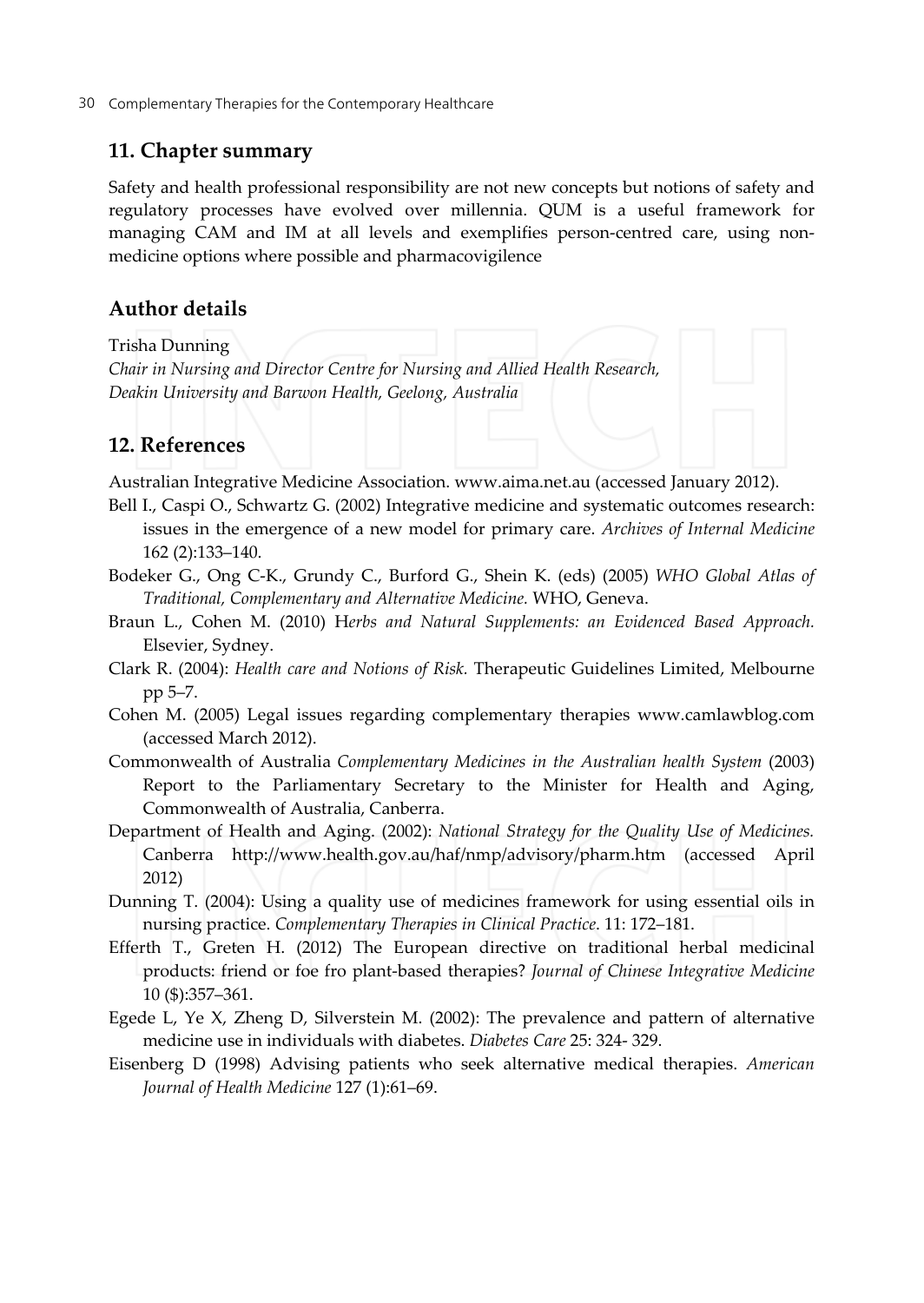## 11. Chapter summary

Safety and health professional responsibility are not new concepts but notions of safety and regulatory processes have evolved over millennia. QUM is a useful framework for managing CAM and IM at all levels and exemplifies person-centred care, using non-medicine options where possible and pharmacovigilence

## Author details

Trisha Dunning
*Chair in Nursing and Director Centre for Nursing and Allied Health Research, Deakin University and Barwon Health, Geelong, Australia*

## 12. References

Australian Integrative Medicine Association. www.aima.net.au (accessed January 2012).

Bell I., Caspi O., Schwartz G. (2002) Integrative medicine and systematic outcomes research: issues in the emergence of a new model for primary care. *Archives of Internal Medicine* 162 (2):133–140.

Bodeker G., Ong C-K., Grundy C., Burford G., Shein K. (eds) (2005) *WHO Global Atlas of Traditional, Complementary and Alternative Medicine.* WHO, Geneva.

Braun L., Cohen M. (2010) H*erbs and Natural Supplements: an Evidenced Based Approach.* Elsevier, Sydney.

Clark R. (2004): *Health care and Notions of Risk.* Therapeutic Guidelines Limited, Melbourne pp 5–7.

Cohen M. (2005) Legal issues regarding complementary therapies www.camlawblog.com (accessed March 2012).

Commonwealth of Australia *Complementary Medicines in the Australian health System* (2003) Report to the Parliamentary Secretary to the Minister for Health and Aging, Commonwealth of Australia, Canberra.

Department of Health and Aging. (2002): *National Strategy for the Quality Use of Medicines.* Canberra http://www.health.gov.au/haf/nmp/advisory/pharm.htm (accessed April 2012)

Dunning T. (2004): Using a quality use of medicines framework for using essential oils in nursing practice. *Complementary Therapies in Clinical Practice*. 11: 172–181.

Efferth T., Greten H. (2012) The European directive on traditional herbal medicinal products: friend or foe fro plant-based therapies? *Journal of Chinese Integrative Medicine* 10 ($):357–361.

Egede L, Ye X, Zheng D, Silverstein M. (2002): The prevalence and pattern of alternative medicine use in individuals with diabetes. *Diabetes Care* 25: 324- 329.

Eisenberg D (1998) Advising patients who seek alternative medical therapies. *American Journal of Health Medicine* 127 (1):61–69.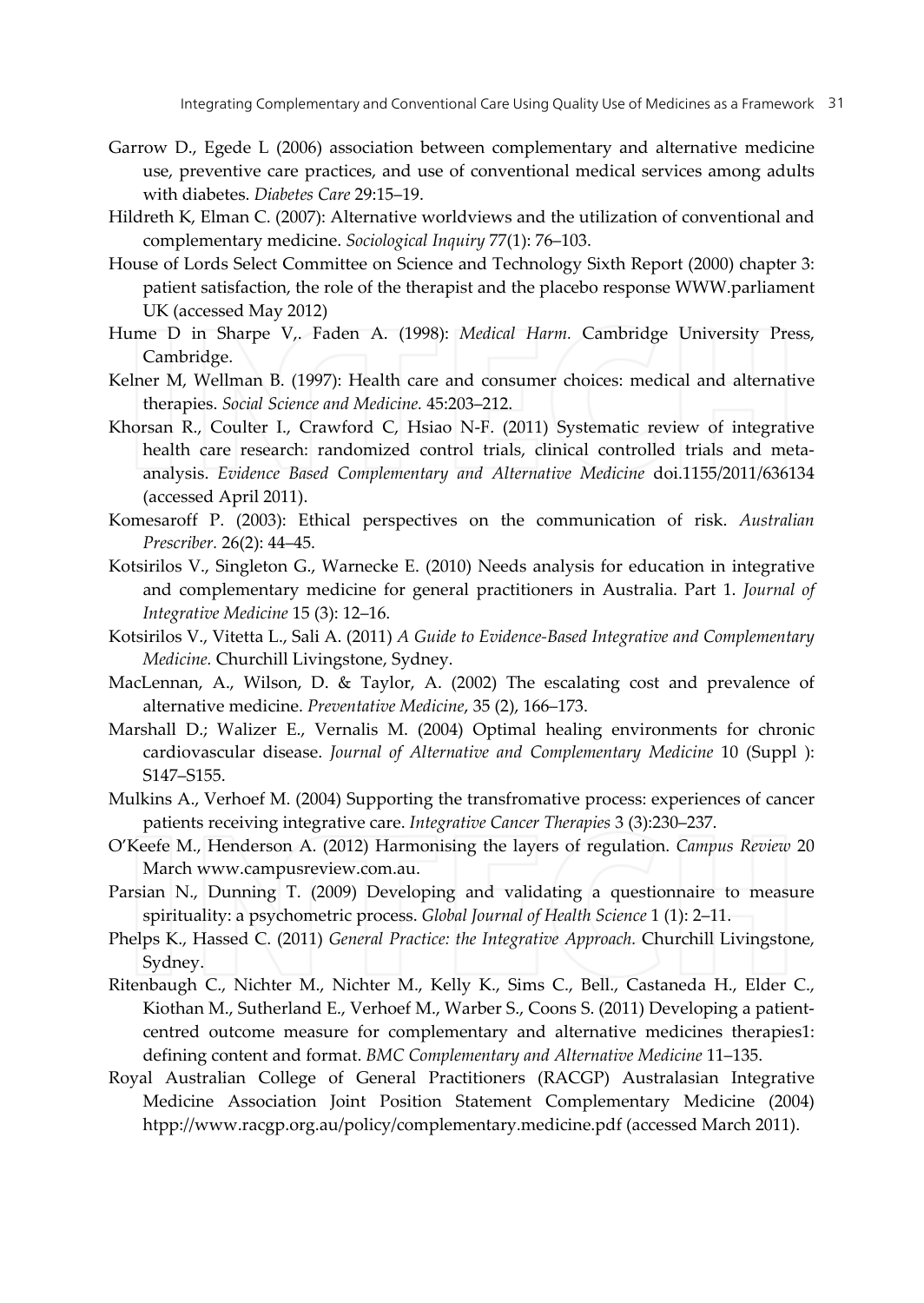Garrow D., Egede L (2006) association between complementary and alternative medicine use, preventive care practices, and use of conventional medical services among adults with diabetes. *Diabetes Care* 29:15–19.

Hildreth K, Elman C. (2007): Alternative worldviews and the utilization of conventional and complementary medicine. *Sociological Inquiry* 77(1): 76–103.

House of Lords Select Committee on Science and Technology Sixth Report (2000) chapter 3: patient satisfaction, the role of the therapist and the placebo response WWW.parliament UK (accessed May 2012)

Hume D in Sharpe V,. Faden A. (1998): *Medical Harm.* Cambridge University Press, Cambridge.

Kelner M, Wellman B. (1997): Health care and consumer choices: medical and alternative therapies. *Social Science and Medicine.* 45:203–212.

Khorsan R., Coulter I., Crawford C, Hsiao N-F. (2011) Systematic review of integrative health care research: randomized control trials, clinical controlled trials and meta-analysis. *Evidence Based Complementary and Alternative Medicine* doi.1155/2011/636134 (accessed April 2011).

Komesaroff P. (2003): Ethical perspectives on the communication of risk. *Australian Prescriber.* 26(2): 44–45.

Kotsirilos V., Singleton G., Warnecke E. (2010) Needs analysis for education in integrative and complementary medicine for general practitioners in Australia. Part 1. *Journal of Integrative Medicine* 15 (3): 12–16.

Kotsirilos V., Vitetta L., Sali A. (2011) *A Guide to Evidence-Based Integrative and Complementary Medicine.* Churchill Livingstone, Sydney.

MacLennan, A., Wilson, D. & Taylor, A. (2002) The escalating cost and prevalence of alternative medicine. *Preventative Medicine*, 35 (2), 166–173.

Marshall D.; Walizer E., Vernalis M. (2004) Optimal healing environments for chronic cardiovascular disease. *Journal of Alternative and Complementary Medicine* 10 (Suppl ): S147–S155.

Mulkins A., Verhoef M. (2004) Supporting the transfromative process: experiences of cancer patients receiving integrative care. *Integrative Cancer Therapies* 3 (3):230–237.

O'Keefe M., Henderson A. (2012) Harmonising the layers of regulation. *Campus Review* 20 March www.campusreview.com.au.

Parsian N., Dunning T. (2009) Developing and validating a questionnaire to measure spirituality: a psychometric process. *Global Journal of Health Science* 1 (1): 2–11.

Phelps K., Hassed C. (2011) *General Practice: the Integrative Approach.* Churchill Livingstone, Sydney.

Ritenbaugh C., Nichter M., Nichter M., Kelly K., Sims C., Bell., Castaneda H., Elder C., Kiothan M., Sutherland E., Verhoef M., Warber S., Coons S. (2011) Developing a patient-centred outcome measure for complementary and alternative medicines therapies1: defining content and format. *BMC Complementary and Alternative Medicine* 11–135.

Royal Australian College of General Practitioners (RACGP) Australasian Integrative Medicine Association Joint Position Statement Complementary Medicine (2004) htpp://www.racgp.org.au/policy/complementary.medicine.pdf (accessed March 2011).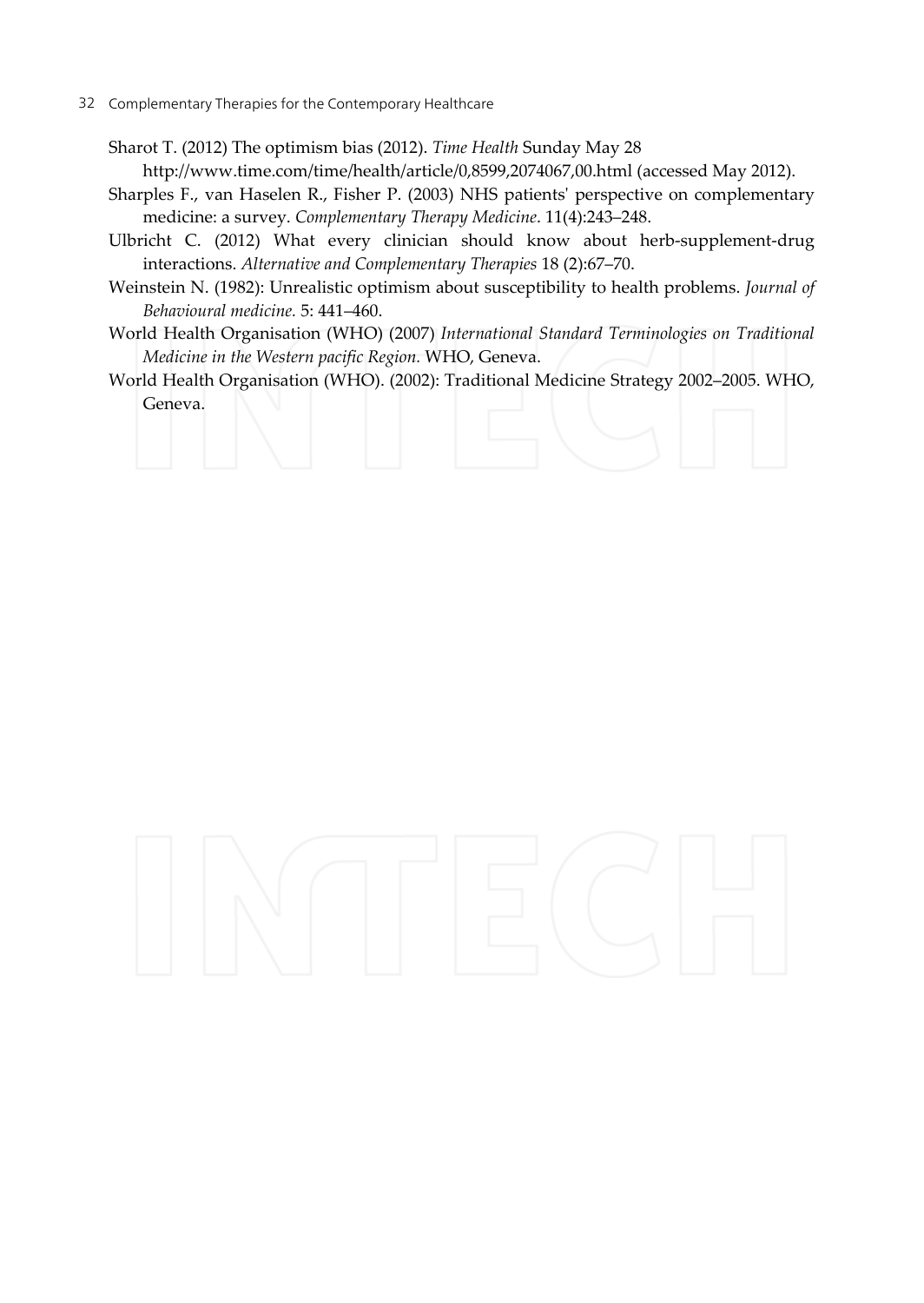Sharot T. (2012) The optimism bias (2012). *Time Health* Sunday May 28 http://www.time.com/time/health/article/0,8599,2074067,00.html (accessed May 2012).

Sharples F., van Haselen R., Fisher P. (2003) NHS patients' perspective on complementary medicine: a survey. *Complementary Therapy Medicine*. 11(4):243–248.

Ulbricht C. (2012) What every clinician should know about herb-supplement-drug interactions. *Alternative and Complementary Therapies* 18 (2):67–70.

Weinstein N. (1982): Unrealistic optimism about susceptibility to health problems. *Journal of Behavioural medicine.* 5: 441–460.

World Health Organisation (WHO) (2007) *International Standard Terminologies on Traditional Medicine in the Western pacific Region.* WHO, Geneva.

World Health Organisation (WHO). (2002): Traditional Medicine Strategy 2002–2005. WHO, Geneva.